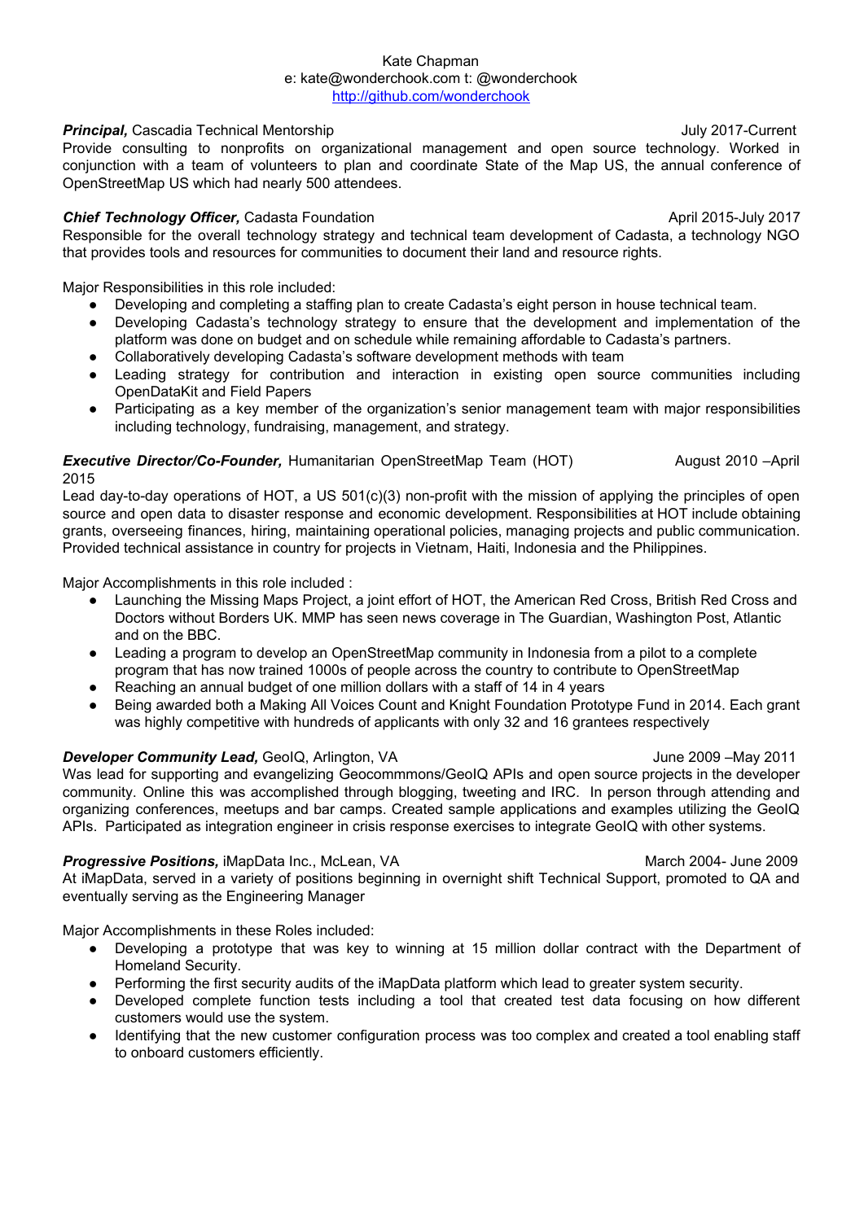Kate Chapman
e: kate@wonderchook.com t: @wonderchook
[http://github.com/wonderchook](http://github.com/wonderchook)

***Principal,*** Cascadia Technical Mentorship — July 2017-Current

Provide consulting to nonprofits on organizational management and open source technology. Worked in conjunction with a team of volunteers to plan and coordinate State of the Map US, the annual conference of OpenStreetMap US which had nearly 500 attendees.

***Chief Technology Officer,*** Cadasta Foundation — April 2015-July 2017

Responsible for the overall technology strategy and technical team development of Cadasta, a technology NGO that provides tools and resources for communities to document their land and resource rights.

Major Responsibilities in this role included:

- Developing and completing a staffing plan to create Cadasta's eight person in house technical team.
- Developing Cadasta's technology strategy to ensure that the development and implementation of the platform was done on budget and on schedule while remaining affordable to Cadasta's partners.
- Collaboratively developing Cadasta's software development methods with team
- Leading strategy for contribution and interaction in existing open source communities including OpenDataKit and Field Papers
- Participating as a key member of the organization's senior management team with major responsibilities including technology, fundraising, management, and strategy.

***Executive Director/Co-Founder,*** Humanitarian OpenStreetMap Team (HOT) — August 2010 –April 2015

Lead day-to-day operations of HOT, a US 501(c)(3) non-profit with the mission of applying the principles of open source and open data to disaster response and economic development. Responsibilities at HOT include obtaining grants, overseeing finances, hiring, maintaining operational policies, managing projects and public communication. Provided technical assistance in country for projects in Vietnam, Haiti, Indonesia and the Philippines.

Major Accomplishments in this role included :

- Launching the Missing Maps Project, a joint effort of HOT, the American Red Cross, British Red Cross and Doctors without Borders UK. MMP has seen news coverage in The Guardian, Washington Post, Atlantic and on the BBC.
- Leading a program to develop an OpenStreetMap community in Indonesia from a pilot to a complete program that has now trained 1000s of people across the country to contribute to OpenStreetMap
- Reaching an annual budget of one million dollars with a staff of 14 in 4 years
- Being awarded both a Making All Voices Count and Knight Foundation Prototype Fund in 2014. Each grant was highly competitive with hundreds of applicants with only 32 and 16 grantees respectively

***Developer Community Lead,*** GeoIQ, Arlington, VA — June 2009 –May 2011

Was lead for supporting and evangelizing Geocommmons/GeoIQ APIs and open source projects in the developer community. Online this was accomplished through blogging, tweeting and IRC. In person through attending and organizing conferences, meetups and bar camps. Created sample applications and examples utilizing the GeoIQ APIs. Participated as integration engineer in crisis response exercises to integrate GeoIQ with other systems.

***Progressive Positions,*** iMapData Inc., McLean, VA — March 2004- June 2009

At iMapData, served in a variety of positions beginning in overnight shift Technical Support, promoted to QA and eventually serving as the Engineering Manager

Major Accomplishments in these Roles included:

- Developing a prototype that was key to winning at 15 million dollar contract with the Department of Homeland Security.
- Performing the first security audits of the iMapData platform which lead to greater system security.
- Developed complete function tests including a tool that created test data focusing on how different customers would use the system.
- Identifying that the new customer configuration process was too complex and created a tool enabling staff to onboard customers efficiently.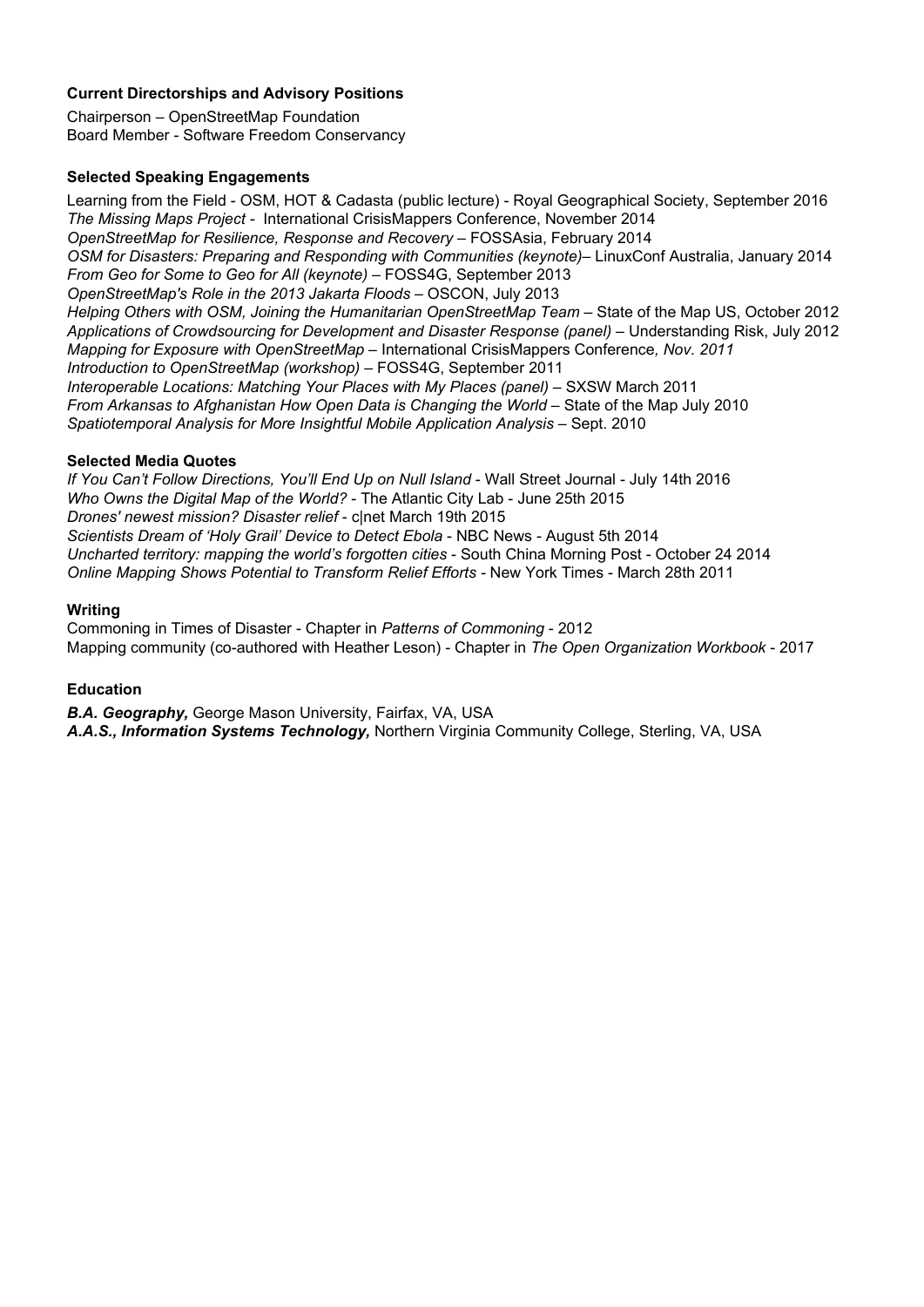### Current Directorships and Advisory Positions

Chairperson – OpenStreetMap Foundation
Board Member - Software Freedom Conservancy

### Selected Speaking Engagements

Learning from the Field - OSM, HOT & Cadasta (public lecture) - Royal Geographical Society, September 2016
*The Missing Maps Project* - International CrisisMappers Conference, November 2014
*OpenStreetMap for Resilience, Response and Recovery* – FOSSAsia, February 2014
*OSM for Disasters: Preparing and Responding with Communities (keynote)*– LinuxConf Australia, January 2014
*From Geo for Some to Geo for All (keynote)* – FOSS4G, September 2013
*OpenStreetMap's Role in the 2013 Jakarta Floods* – OSCON, July 2013
*Helping Others with OSM, Joining the Humanitarian OpenStreetMap Team* – State of the Map US, October 2012
*Applications of Crowdsourcing for Development and Disaster Response (panel)* – Understanding Risk, July 2012
*Mapping for Exposure with OpenStreetMap* – International CrisisMappers Conference*, Nov. 2011*
*Introduction to OpenStreetMap (workshop)* – FOSS4G, September 2011
*Interoperable Locations: Matching Your Places with My Places (panel)* – SXSW March 2011
*From Arkansas to Afghanistan How Open Data is Changing the World* – State of the Map July 2010
*Spatiotemporal Analysis for More Insightful Mobile Application Analysis* – Sept. 2010

### Selected Media Quotes

*If You Can't Follow Directions, You'll End Up on Null Island* - Wall Street Journal - July 14th 2016
*Who Owns the Digital Map of the World?* - The Atlantic City Lab - June 25th 2015
*Drones' newest mission? Disaster relief* - c|net March 19th 2015
*Scientists Dream of 'Holy Grail' Device to Detect Ebola* - NBC News - August 5th 2014
*Uncharted territory: mapping the world's forgotten cities* - South China Morning Post - October 24 2014
*Online Mapping Shows Potential to Transform Relief Efforts* - New York Times - March 28th 2011

### Writing

Commoning in Times of Disaster - Chapter in *Patterns of Commoning* - 2012
Mapping community (co-authored with Heather Leson) - Chapter in *The Open Organization Workbook* - 2017

### Education

***B.A. Geography,*** George Mason University, Fairfax, VA, USA
***A.A.S., Information Systems Technology,*** Northern Virginia Community College, Sterling, VA, USA